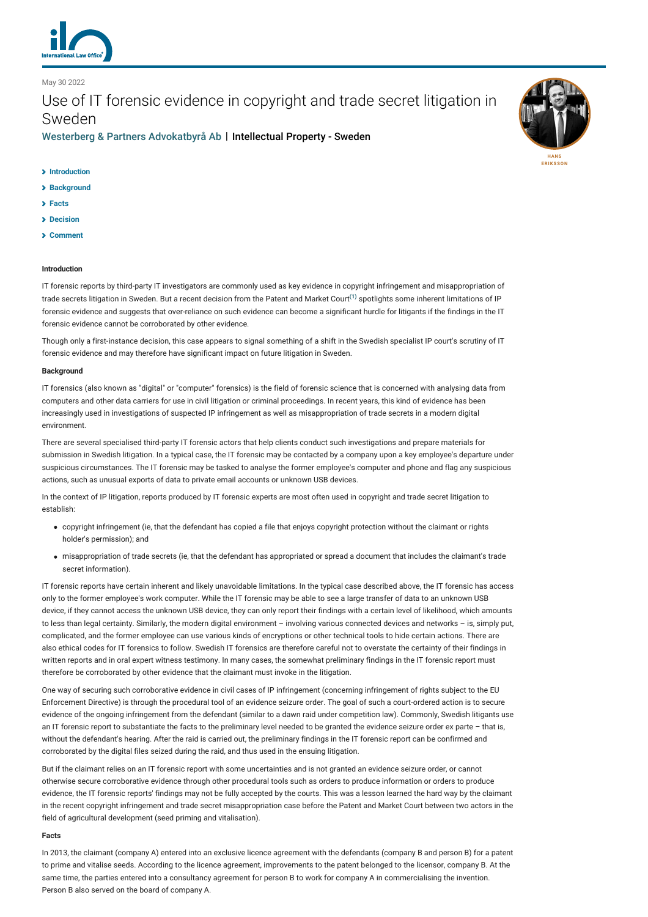May 30 2022

# Use of IT forensic evidence in copyright and trade secret litigation in Sweden

Westerberg & Partners Advokatbyrå Ab | Intellectual Property - Sweden

HANS ERIKSSON

- Introduction
- Background
- Facts
- Decision
- Comment

**Introduction**

IT forensic reports by third-party IT investigators are commonly used as key evidence in copyright infringement and misappropriation of trade secrets litigation in Sweden. But a recent decision from the Patent and Market Court[(1)] spotlights some inherent limitations of IP forensic evidence and suggests that over-reliance on such evidence can become a significant hurdle for litigants if the findings in the IT forensic evidence cannot be corroborated by other evidence.

Though only a first-instance decision, this case appears to signal something of a shift in the Swedish specialist IP court's scrutiny of IT forensic evidence and may therefore have significant impact on future litigation in Sweden.

**Background**

IT forensics (also known as "digital" or "computer" forensics) is the field of forensic science that is concerned with analysing data from computers and other data carriers for use in civil litigation or criminal proceedings. In recent years, this kind of evidence has been increasingly used in investigations of suspected IP infringement as well as misappropriation of trade secrets in a modern digital environment.

There are several specialised third-party IT forensic actors that help clients conduct such investigations and prepare materials for submission in Swedish litigation. In a typical case, the IT forensic may be contacted by a company upon a key employee's departure under suspicious circumstances. The IT forensic may be tasked to analyse the former employee's computer and phone and flag any suspicious actions, such as unusual exports of data to private email accounts or unknown USB devices.

In the context of IP litigation, reports produced by IT forensic experts are most often used in copyright and trade secret litigation to establish:

- copyright infringement (ie, that the defendant has copied a file that enjoys copyright protection without the claimant or rights holder's permission); and
- misappropriation of trade secrets (ie, that the defendant has appropriated or spread a document that includes the claimant's trade secret information).

IT forensic reports have certain inherent and likely unavoidable limitations. In the typical case described above, the IT forensic has access only to the former employee's work computer. While the IT forensic may be able to see a large transfer of data to an unknown USB device, if they cannot access the unknown USB device, they can only report their findings with a certain level of likelihood, which amounts to less than legal certainty. Similarly, the modern digital environment – involving various connected devices and networks – is, simply put, complicated, and the former employee can use various kinds of encryptions or other technical tools to hide certain actions. There are also ethical codes for IT forensics to follow. Swedish IT forensics are therefore careful not to overstate the certainty of their findings in written reports and in oral expert witness testimony. In many cases, the somewhat preliminary findings in the IT forensic report must therefore be corroborated by other evidence that the claimant must invoke in the litigation.

One way of securing such corroborative evidence in civil cases of IP infringement (concerning infringement of rights subject to the EU Enforcement Directive) is through the procedural tool of an evidence seizure order. The goal of such a court-ordered action is to secure evidence of the ongoing infringement from the defendant (similar to a dawn raid under competition law). Commonly, Swedish litigants use an IT forensic report to substantiate the facts to the preliminary level needed to be granted the evidence seizure order ex parte – that is, without the defendant's hearing. After the raid is carried out, the preliminary findings in the IT forensic report can be confirmed and corroborated by the digital files seized during the raid, and thus used in the ensuing litigation.

But if the claimant relies on an IT forensic report with some uncertainties and is not granted an evidence seizure order, or cannot otherwise secure corroborative evidence through other procedural tools such as orders to produce information or orders to produce evidence, the IT forensic reports' findings may not be fully accepted by the courts. This was a lesson learned the hard way by the claimant in the recent copyright infringement and trade secret misappropriation case before the Patent and Market Court between two actors in the field of agricultural development (seed priming and vitalisation).

**Facts**

In 2013, the claimant (company A) entered into an exclusive licence agreement with the defendants (company B and person B) for a patent to prime and vitalise seeds. According to the licence agreement, improvements to the patent belonged to the licensor, company B. At the same time, the parties entered into a consultancy agreement for person B to work for company A in commercialising the invention. Person B also served on the board of company A.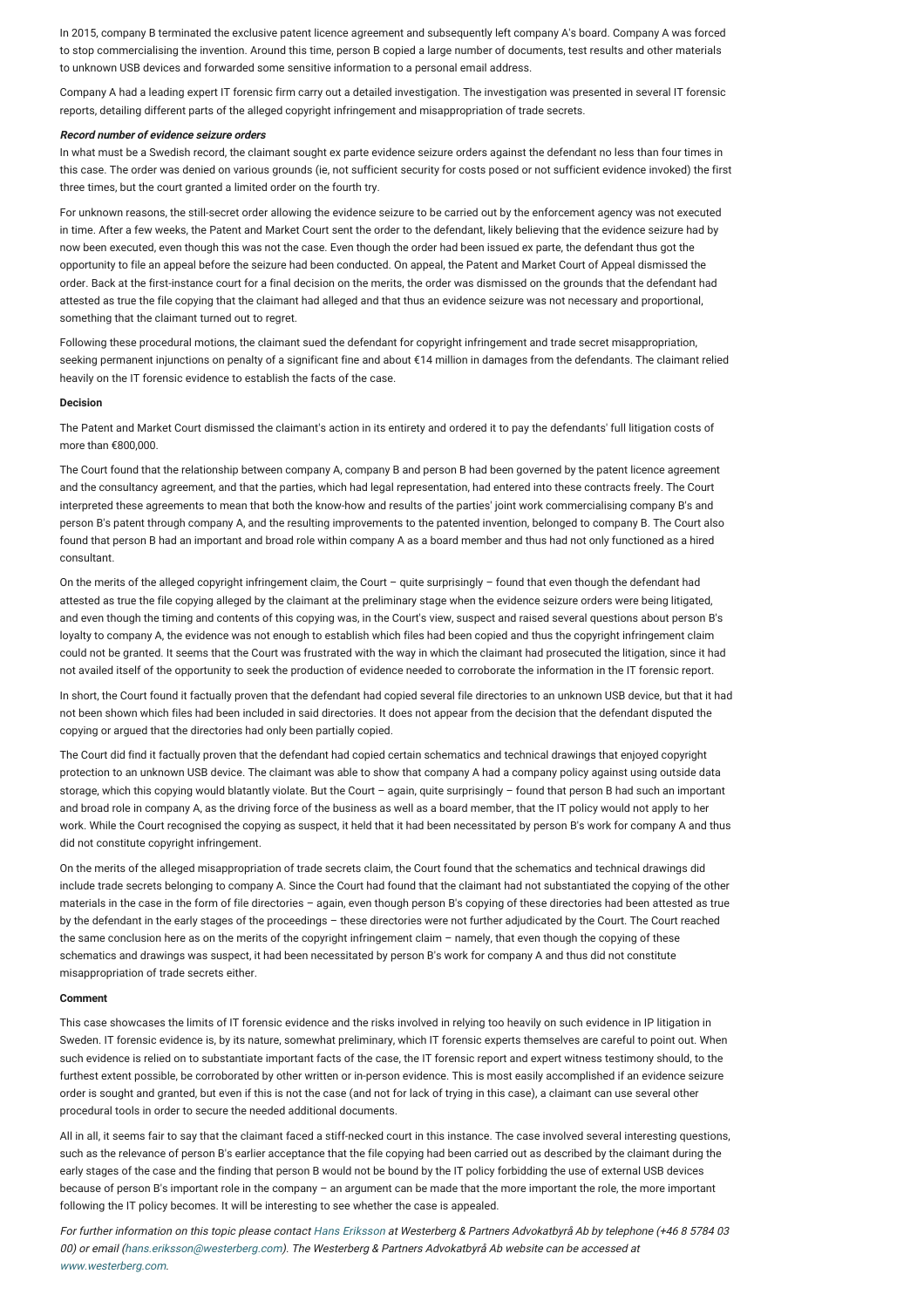In 2015, company B terminated the exclusive patent licence agreement and subsequently left company A's board. Company A was forced to stop commercialising the invention. Around this time, person B copied a large number of documents, test results and other materials to unknown USB devices and forwarded some sensitive information to a personal email address.

Company A had a leading expert IT forensic firm carry out a detailed investigation. The investigation was presented in several IT forensic reports, detailing different parts of the alleged copyright infringement and misappropriation of trade secrets.

***Record number of evidence seizure orders***

In what must be a Swedish record, the claimant sought ex parte evidence seizure orders against the defendant no less than four times in this case. The order was denied on various grounds (ie, not sufficient security for costs posed or not sufficient evidence invoked) the first three times, but the court granted a limited order on the fourth try.

For unknown reasons, the still-secret order allowing the evidence seizure to be carried out by the enforcement agency was not executed in time. After a few weeks, the Patent and Market Court sent the order to the defendant, likely believing that the evidence seizure had by now been executed, even though this was not the case. Even though the order had been issued ex parte, the defendant thus got the opportunity to file an appeal before the seizure had been conducted. On appeal, the Patent and Market Court of Appeal dismissed the order. Back at the first-instance court for a final decision on the merits, the order was dismissed on the grounds that the defendant had attested as true the file copying that the claimant had alleged and that thus an evidence seizure was not necessary and proportional, something that the claimant turned out to regret.

Following these procedural motions, the claimant sued the defendant for copyright infringement and trade secret misappropriation, seeking permanent injunctions on penalty of a significant fine and about €14 million in damages from the defendants. The claimant relied heavily on the IT forensic evidence to establish the facts of the case.

**Decision**

The Patent and Market Court dismissed the claimant's action in its entirety and ordered it to pay the defendants' full litigation costs of more than €800,000.

The Court found that the relationship between company A, company B and person B had been governed by the patent licence agreement and the consultancy agreement, and that the parties, which had legal representation, had entered into these contracts freely. The Court interpreted these agreements to mean that both the know-how and results of the parties' joint work commercialising company B's and person B's patent through company A, and the resulting improvements to the patented invention, belonged to company B. The Court also found that person B had an important and broad role within company A as a board member and thus had not only functioned as a hired consultant.

On the merits of the alleged copyright infringement claim, the Court – quite surprisingly – found that even though the defendant had attested as true the file copying alleged by the claimant at the preliminary stage when the evidence seizure orders were being litigated, and even though the timing and contents of this copying was, in the Court's view, suspect and raised several questions about person B's loyalty to company A, the evidence was not enough to establish which files had been copied and thus the copyright infringement claim could not be granted. It seems that the Court was frustrated with the way in which the claimant had prosecuted the litigation, since it had not availed itself of the opportunity to seek the production of evidence needed to corroborate the information in the IT forensic report.

In short, the Court found it factually proven that the defendant had copied several file directories to an unknown USB device, but that it had not been shown which files had been included in said directories. It does not appear from the decision that the defendant disputed the copying or argued that the directories had only been partially copied.

The Court did find it factually proven that the defendant had copied certain schematics and technical drawings that enjoyed copyright protection to an unknown USB device. The claimant was able to show that company A had a company policy against using outside data storage, which this copying would blatantly violate. But the Court – again, quite surprisingly – found that person B had such an important and broad role in company A, as the driving force of the business as well as a board member, that the IT policy would not apply to her work. While the Court recognised the copying as suspect, it held that it had been necessitated by person B's work for company A and thus did not constitute copyright infringement.

On the merits of the alleged misappropriation of trade secrets claim, the Court found that the schematics and technical drawings did include trade secrets belonging to company A. Since the Court had found that the claimant had not substantiated the copying of the other materials in the case in the form of file directories – again, even though person B's copying of these directories had been attested as true by the defendant in the early stages of the proceedings – these directories were not further adjudicated by the Court. The Court reached the same conclusion here as on the merits of the copyright infringement claim – namely, that even though the copying of these schematics and drawings was suspect, it had been necessitated by person B's work for company A and thus did not constitute misappropriation of trade secrets either.

**Comment**

This case showcases the limits of IT forensic evidence and the risks involved in relying too heavily on such evidence in IP litigation in Sweden. IT forensic evidence is, by its nature, somewhat preliminary, which IT forensic experts themselves are careful to point out. When such evidence is relied on to substantiate important facts of the case, the IT forensic report and expert witness testimony should, to the furthest extent possible, be corroborated by other written or in-person evidence. This is most easily accomplished if an evidence seizure order is sought and granted, but even if this is not the case (and not for lack of trying in this case), a claimant can use several other procedural tools in order to secure the needed additional documents.

All in all, it seems fair to say that the claimant faced a stiff-necked court in this instance. The case involved several interesting questions, such as the relevance of person B's earlier acceptance that the file copying had been carried out as described by the claimant during the early stages of the case and the finding that person B would not be bound by the IT policy forbidding the use of external USB devices because of person B's important role in the company – an argument can be made that the more important the role, the more important following the IT policy becomes. It will be interesting to see whether the case is appealed.

*For further information on this topic please contact Hans Eriksson at Westerberg & Partners Advokatbyrå Ab by telephone (+46 8 5784 03 00) or email (hans.eriksson@westerberg.com). The Westerberg & Partners Advokatbyrå Ab website can be accessed at www.westerberg.com.*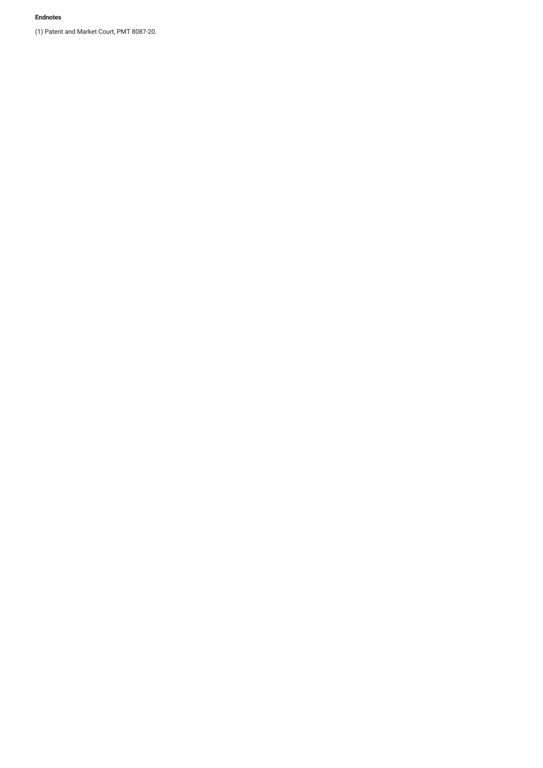**Endnotes**

(1) Patent and Market Court, PMT 8087-20.